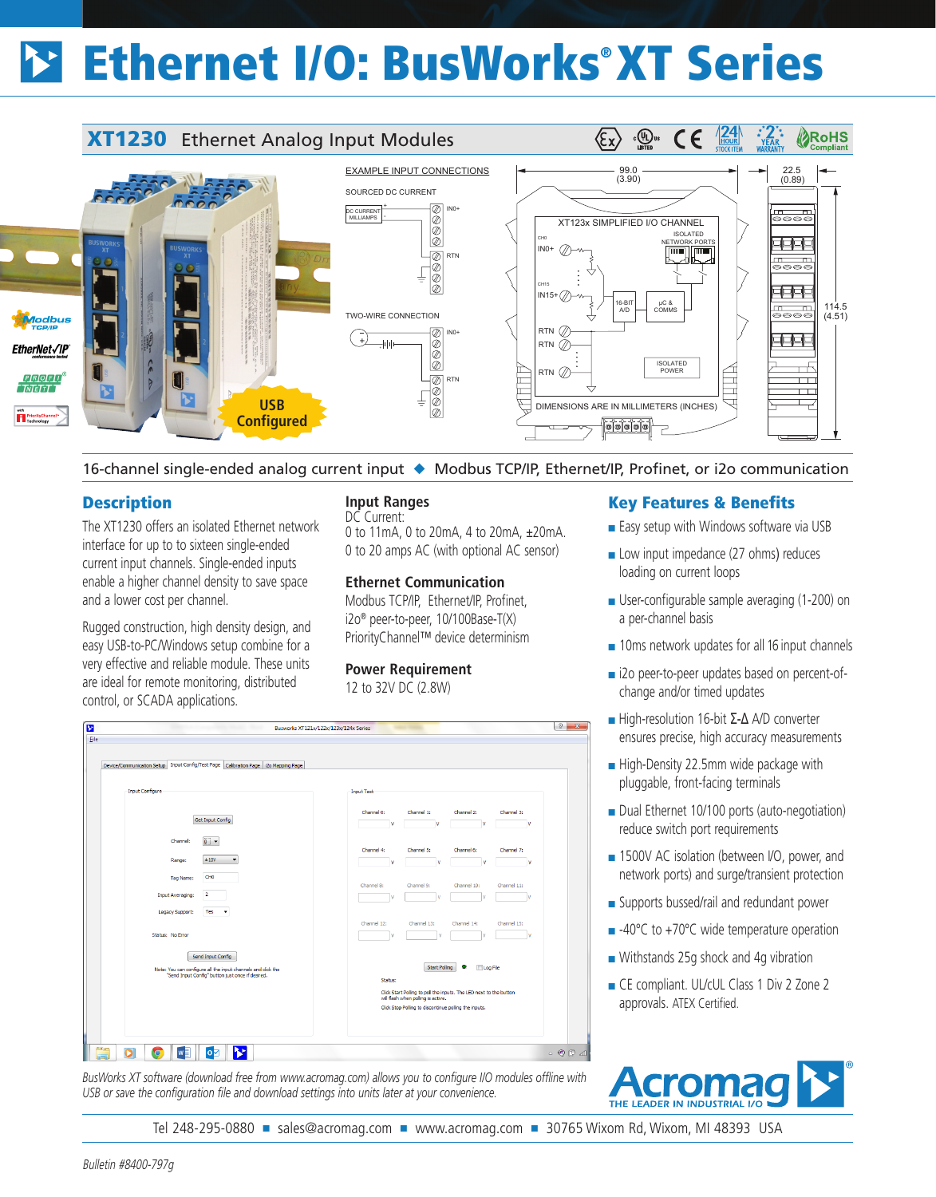# Ethernet I/O: BusWorks® XT Series

## XT1230 Ethernet Analog Input Modules

USB Configured

EXAMPLE INPUT CONNECTIONS

SOURCED DC CURRENT

TWO-WIRE CONNECTION

XT123x SIMPLIFIED I/O CHANNEL

DIMENSIONS ARE IN MILLIMETERS (INCHES)

16-channel single-ended analog current input ◆ Modbus TCP/IP, Ethernet/IP, Profinet, or i2o communication

## Description

The XT1230 offers an isolated Ethernet network interface for up to to sixteen single-ended current input channels. Single-ended inputs enable a higher channel density to save space and a lower cost per channel.

Rugged construction, high density design, and easy USB-to-PC/Windows setup combine for a very effective and reliable module. These units are ideal for remote monitoring, distributed control, or SCADA applications.

### Input Ranges

DC Current:
0 to 11mA, 0 to 20mA, 4 to 20mA, ±20mA.
0 to 20 amps AC (with optional AC sensor)

### Ethernet Communication

Modbus TCP/IP, Ethernet/IP, Profinet, i2o® peer-to-peer, 10/100Base-T(X)
PriorityChannel™ device determinism

### Power Requirement

12 to 32V DC (2.8W)

## Key Features & Benefits

- Easy setup with Windows software via USB
- Low input impedance (27 ohms) reduces loading on current loops
- User-configurable sample averaging (1-200) on a per-channel basis
- 10ms network updates for all 16 input channels
- i2o peer-to-peer updates based on percent-of-change and/or timed updates
- High-resolution 16-bit Σ-Δ A/D converter ensures precise, high accuracy measurements
- High-Density 22.5mm wide package with pluggable, front-facing terminals
- Dual Ethernet 10/100 ports (auto-negotiation) reduce switch port requirements
- 1500V AC isolation (between I/O, power, and network ports) and surge/transient protection
- Supports bussed/rail and redundant power
- -40°C to +70°C wide temperature operation
- Withstands 25g shock and 4g vibration
- CE compliant. UL/cUL Class 1 Div 2 Zone 2 approvals. ATEX Certified.

*BusWorks XT software (download free from www.acromag.com) allows you to configure I/O modules offline with USB or save the configuration file and download settings into units later at your convenience.*

Tel 248-295-0880 ■ sales@acromag.com ■ www.acromag.com ■ 30765 Wixom Rd, Wixom, MI 48393 USA

*Bulletin #8400-797g*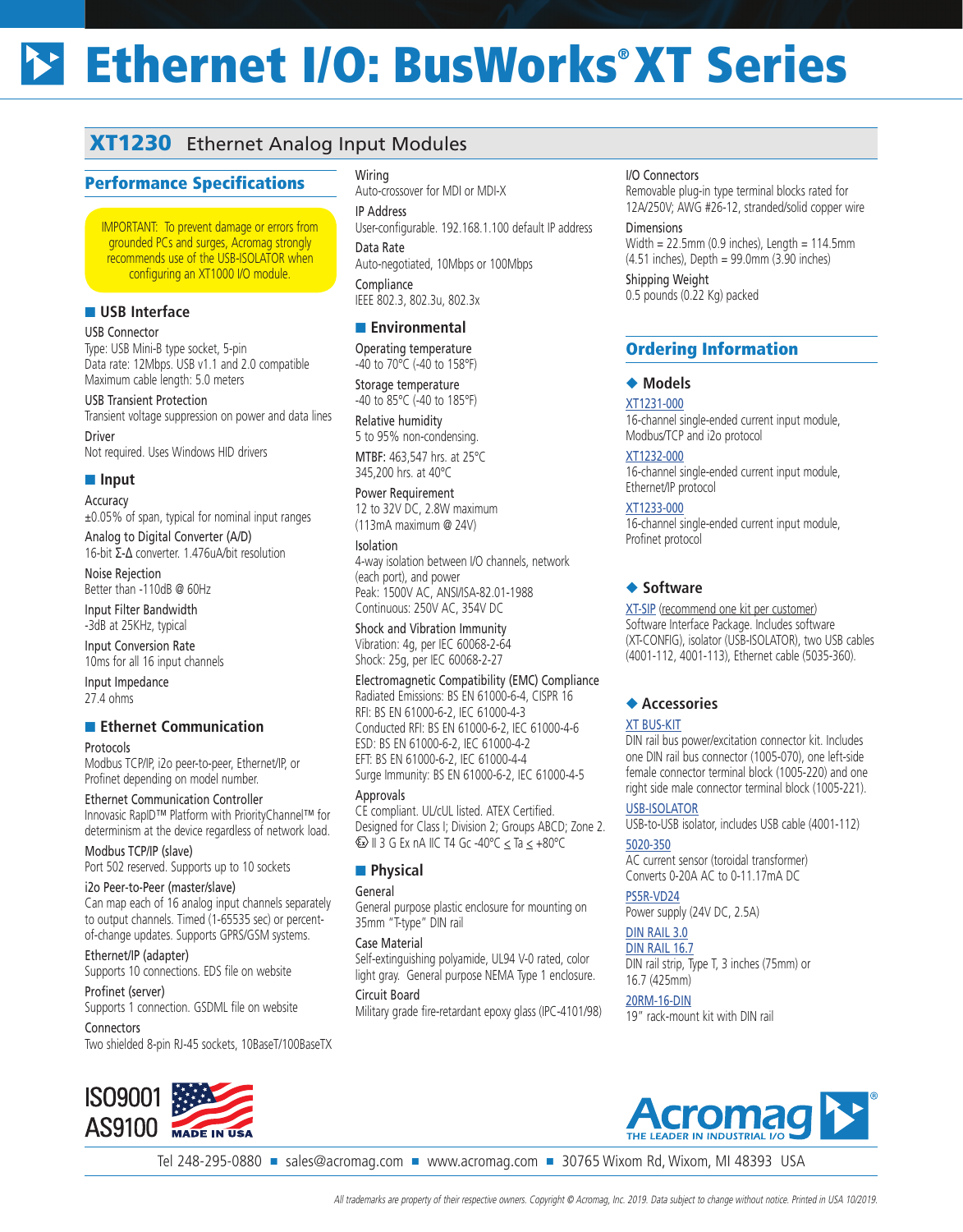# Ethernet I/O: BusWorks® XT Series

## XT1230 Ethernet Analog Input Modules

### Performance Specifications

IMPORTANT: To prevent damage or errors from grounded PCs and surges, Acromag strongly recommends use of the USB-ISOLATOR when configuring an XT1000 I/O module.

#### USB Interface

USB Connector
Type: USB Mini-B type socket, 5-pin
Data rate: 12Mbps. USB v1.1 and 2.0 compatible
Maximum cable length: 5.0 meters

USB Transient Protection
Transient voltage suppression on power and data lines

Driver
Not required. Uses Windows HID drivers

#### Input

Accuracy
±0.05% of span, typical for nominal input ranges

Analog to Digital Converter (A/D)
16-bit Σ-Δ converter. 1.476uA/bit resolution

Noise Rejection
Better than -110dB @ 60Hz

Input Filter Bandwidth
-3dB at 25KHz, typical

Input Conversion Rate
10ms for all 16 input channels

Input Impedance
27.4 ohms

#### Ethernet Communication

Protocols
Modbus TCP/IP, i2o peer-to-peer, Ethernet/IP, or Profinet depending on model number.

Ethernet Communication Controller
Innovasic RapID™ Platform with PriorityChannel™ for determinism at the device regardless of network load.

Modbus TCP/IP (slave)
Port 502 reserved. Supports up to 10 sockets

i2o Peer-to-Peer (master/slave)
Can map each of 16 analog input channels separately to output channels. Timed (1-65535 sec) or percent-of-change updates. Supports GPRS/GSM systems.

Ethernet/IP (adapter)
Supports 10 connections. EDS file on website

Profinet (server)
Supports 1 connection. GSDML file on website

Connectors
Two shielded 8-pin RJ-45 sockets, 10BaseT/100BaseTX

Wiring
Auto-crossover for MDI or MDI-X

IP Address
User-configurable. 192.168.1.100 default IP address

Data Rate
Auto-negotiated, 10Mbps or 100Mbps

Compliance
IEEE 802.3, 802.3u, 802.3x

#### Environmental

Operating temperature
-40 to 70°C (-40 to 158°F)

Storage temperature
-40 to 85°C (-40 to 185°F)

Relative humidity
5 to 95% non-condensing.

MTBF: 463,547 hrs. at 25°C
345,200 hrs. at 40°C

Power Requirement
12 to 32V DC, 2.8W maximum
(113mA maximum @ 24V)

Isolation
4-way isolation between I/O channels, network (each port), and power
Peak: 1500V AC, ANSI/ISA-82.01-1988
Continuous: 250V AC, 354V DC

Shock and Vibration Immunity
Vibration: 4g, per IEC 60068-2-64
Shock: 25g, per IEC 60068-2-27

Electromagnetic Compatibility (EMC) Compliance
Radiated Emissions: BS EN 61000-6-4, CISPR 16
RFI: BS EN 61000-6-2, IEC 61000-4-3
Conducted RFI: BS EN 61000-6-2, IEC 61000-4-6
ESD: BS EN 61000-6-2, IEC 61000-4-2
EFT: BS EN 61000-6-2, IEC 61000-4-4
Surge Immunity: BS EN 61000-6-2, IEC 61000-4-5

Approvals
CE compliant. UL/cUL listed. ATEX Certified.
Designed for Class I; Division 2; Groups ABCD; Zone 2.
Ex II 3 G Ex nA IIC T4 Gc -40°C ≤ Ta ≤ +80°C

#### Physical

General
General purpose plastic enclosure for mounting on 35mm "T-type" DIN rail

Case Material
Self-extinguishing polyamide, UL94 V-0 rated, color light gray. General purpose NEMA Type 1 enclosure.

Circuit Board
Military grade fire-retardant epoxy glass (IPC-4101/98)

I/O Connectors
Removable plug-in type terminal blocks rated for 12A/250V; AWG #26-12, stranded/solid copper wire

Dimensions
Width = 22.5mm (0.9 inches), Length = 114.5mm (4.51 inches), Depth = 99.0mm (3.90 inches)

Shipping Weight
0.5 pounds (0.22 Kg) packed

### Ordering Information

#### Models

XT1231-000
16-channel single-ended current input module, Modbus/TCP and i2o protocol

XT1232-000
16-channel single-ended current input module, Ethernet/IP protocol

XT1233-000
16-channel single-ended current input module, Profinet protocol

#### Software

XT-SIP (recommend one kit per customer)
Software Interface Package. Includes software (XT-CONFIG), isolator (USB-ISOLATOR), two USB cables (4001-112, 4001-113), Ethernet cable (5035-360).

#### Accessories

XT BUS-KIT
DIN rail bus power/excitation connector kit. Includes one DIN rail bus connector (1005-070), one left-side female connector terminal block (1005-220) and one right side male connector terminal block (1005-221).

USB-ISOLATOR
USB-to-USB isolator, includes USB cable (4001-112)

5020-350
AC current sensor (toroidal transformer)
Converts 0-20A AC to 0-11.17mA DC

PS5R-VD24
Power supply (24V DC, 2.5A)

DIN RAIL 3.0
DIN RAIL 16.7
DIN rail strip, Type T, 3 inches (75mm) or 16.7 (425mm)

20RM-16-DIN
19" rack-mount kit with DIN rail

ISO9001
AS9100
MADE IN USA

Acromag® THE LEADER IN INDUSTRIAL I/O

Tel 248-295-0880 ■ sales@acromag.com ■ www.acromag.com ■ 30765 Wixom Rd, Wixom, MI 48393 USA

*All trademarks are property of their respective owners. Copyright © Acromag, Inc. 2019. Data subject to change without notice. Printed in USA 10/2019.*